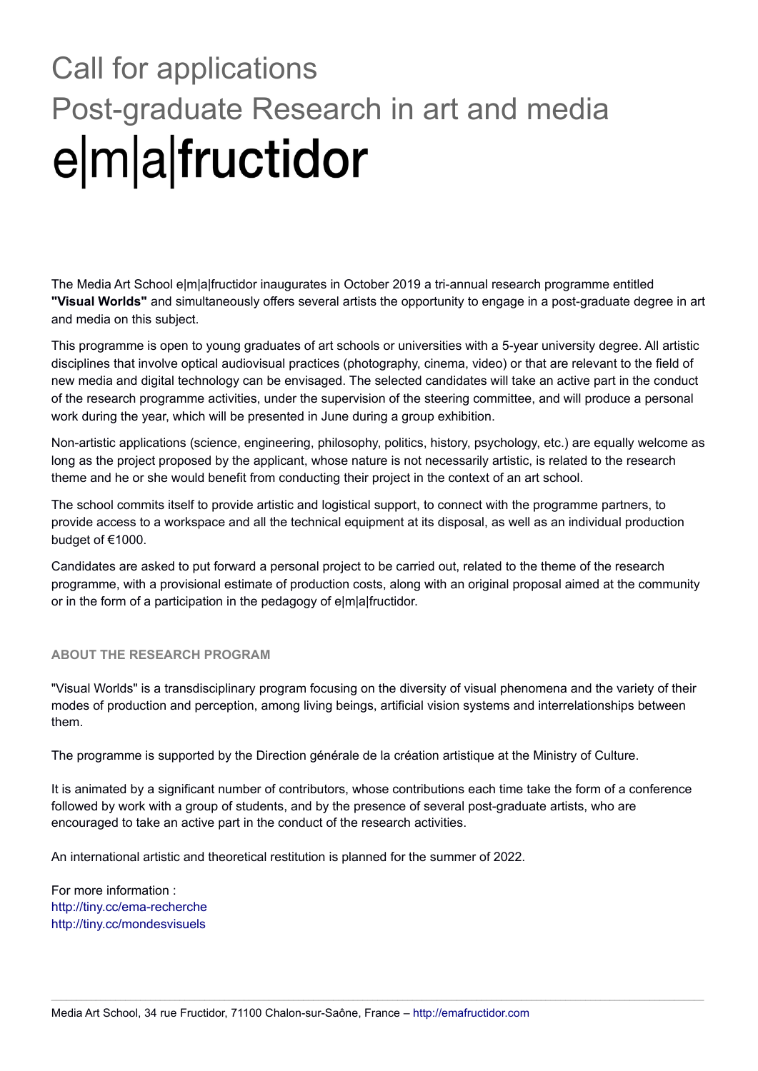# Call for applications
# Post-graduate Research in art and media
# e|m|a|fructidor

The Media Art School e|m|a|fructidor inaugurates in October 2019 a tri-annual research programme entitled **"Visual Worlds"** and simultaneously offers several artists the opportunity to engage in a post-graduate degree in art and media on this subject.

This programme is open to young graduates of art schools or universities with a 5-year university degree. All artistic disciplines that involve optical audiovisual practices (photography, cinema, video) or that are relevant to the field of new media and digital technology can be envisaged. The selected candidates will take an active part in the conduct of the research programme activities, under the supervision of the steering committee, and will produce a personal work during the year, which will be presented in June during a group exhibition.

Non-artistic applications (science, engineering, philosophy, politics, history, psychology, etc.) are equally welcome as long as the project proposed by the applicant, whose nature is not necessarily artistic, is related to the research theme and he or she would benefit from conducting their project in the context of an art school.

The school commits itself to provide artistic and logistical support, to connect with the programme partners, to provide access to a workspace and all the technical equipment at its disposal, as well as an individual production budget of €1000.

Candidates are asked to put forward a personal project to be carried out, related to the theme of the research programme, with a provisional estimate of production costs, along with an original proposal aimed at the community or in the form of a participation in the pedagogy of e|m|a|fructidor.

## ABOUT THE RESEARCH PROGRAM

"Visual Worlds" is a transdisciplinary program focusing on the diversity of visual phenomena and the variety of their modes of production and perception, among living beings, artificial vision systems and interrelationships between them.

The programme is supported by the Direction générale de la création artistique at the Ministry of Culture.

It is animated by a significant number of contributors, whose contributions each time take the form of a conference followed by work with a group of students, and by the presence of several post-graduate artists, who are encouraged to take an active part in the conduct of the research activities.

An international artistic and theoretical restitution is planned for the summer of 2022.

For more information :
http://tiny.cc/ema-recherche
http://tiny.cc/mondesvisuels

Media Art School, 34 rue Fructidor, 71100 Chalon-sur-Saône, France – http://emafructidor.com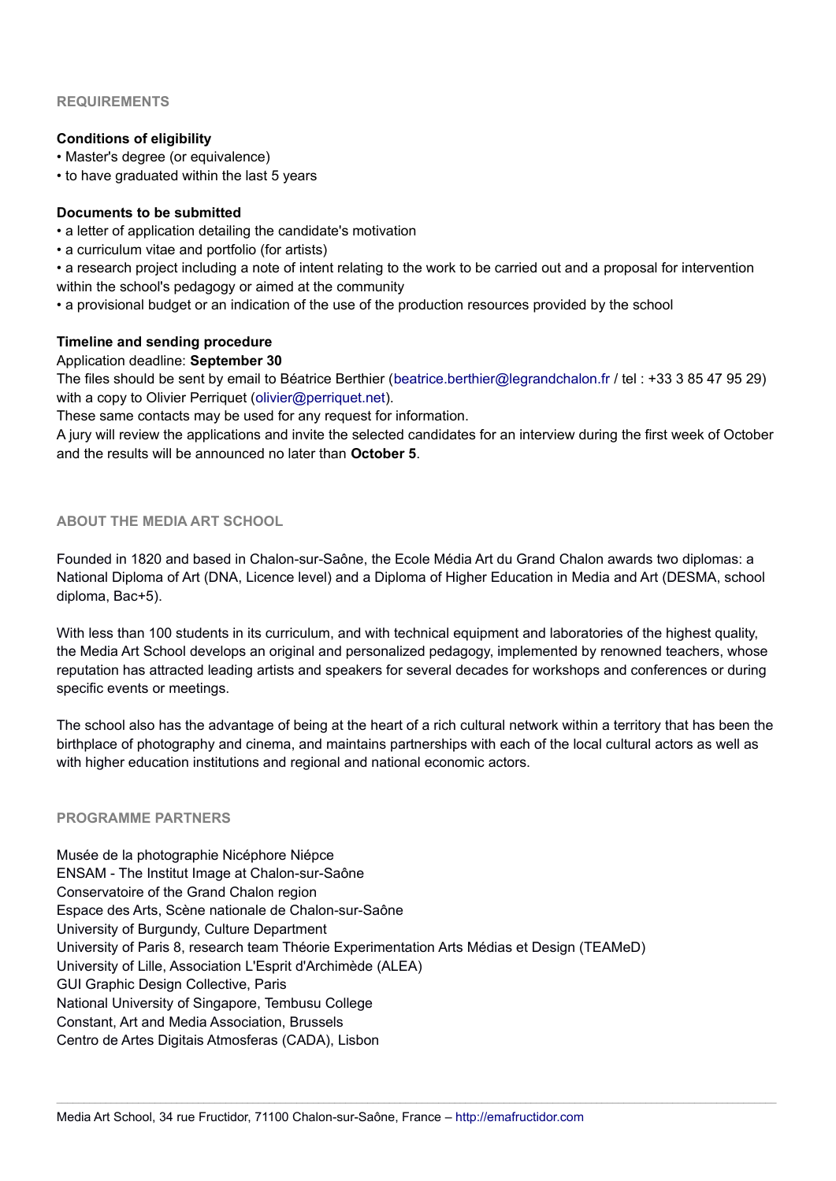## REQUIREMENTS

**Conditions of eligibility**

- Master's degree (or equivalence)
- to have graduated within the last 5 years

**Documents to be submitted**

- a letter of application detailing the candidate's motivation
- a curriculum vitae and portfolio (for artists)
- a research project including a note of intent relating to the work to be carried out and a proposal for intervention within the school's pedagogy or aimed at the community
- a provisional budget or an indication of the use of the production resources provided by the school

**Timeline and sending procedure**

Application deadline: **September 30**

The files should be sent by email to Béatrice Berthier (beatrice.berthier@legrandchalon.fr / tel : +33 3 85 47 95 29) with a copy to Olivier Perriquet (olivier@perriquet.net).

These same contacts may be used for any request for information.

A jury will review the applications and invite the selected candidates for an interview during the first week of October and the results will be announced no later than **October 5**.

## ABOUT THE MEDIA ART SCHOOL

Founded in 1820 and based in Chalon-sur-Saône, the Ecole Média Art du Grand Chalon awards two diplomas: a National Diploma of Art (DNA, Licence level) and a Diploma of Higher Education in Media and Art (DESMA, school diploma, Bac+5).

With less than 100 students in its curriculum, and with technical equipment and laboratories of the highest quality, the Media Art School develops an original and personalized pedagogy, implemented by renowned teachers, whose reputation has attracted leading artists and speakers for several decades for workshops and conferences or during specific events or meetings.

The school also has the advantage of being at the heart of a rich cultural network within a territory that has been the birthplace of photography and cinema, and maintains partnerships with each of the local cultural actors as well as with higher education institutions and regional and national economic actors.

## PROGRAMME PARTNERS

Musée de la photographie Nicéphore Niépce
ENSAM - The Institut Image at Chalon-sur-Saône
Conservatoire of the Grand Chalon region
Espace des Arts, Scène nationale de Chalon-sur-Saône
University of Burgundy, Culture Department
University of Paris 8, research team Théorie Experimentation Arts Médias et Design (TEAMeD)
University of Lille, Association L'Esprit d'Archimède (ALEA)
GUI Graphic Design Collective, Paris
National University of Singapore, Tembusu College
Constant, Art and Media Association, Brussels
Centro de Artes Digitais Atmosferas (CADA), Lisbon

Media Art School, 34 rue Fructidor, 71100 Chalon-sur-Saône, France – http://emafructidor.com